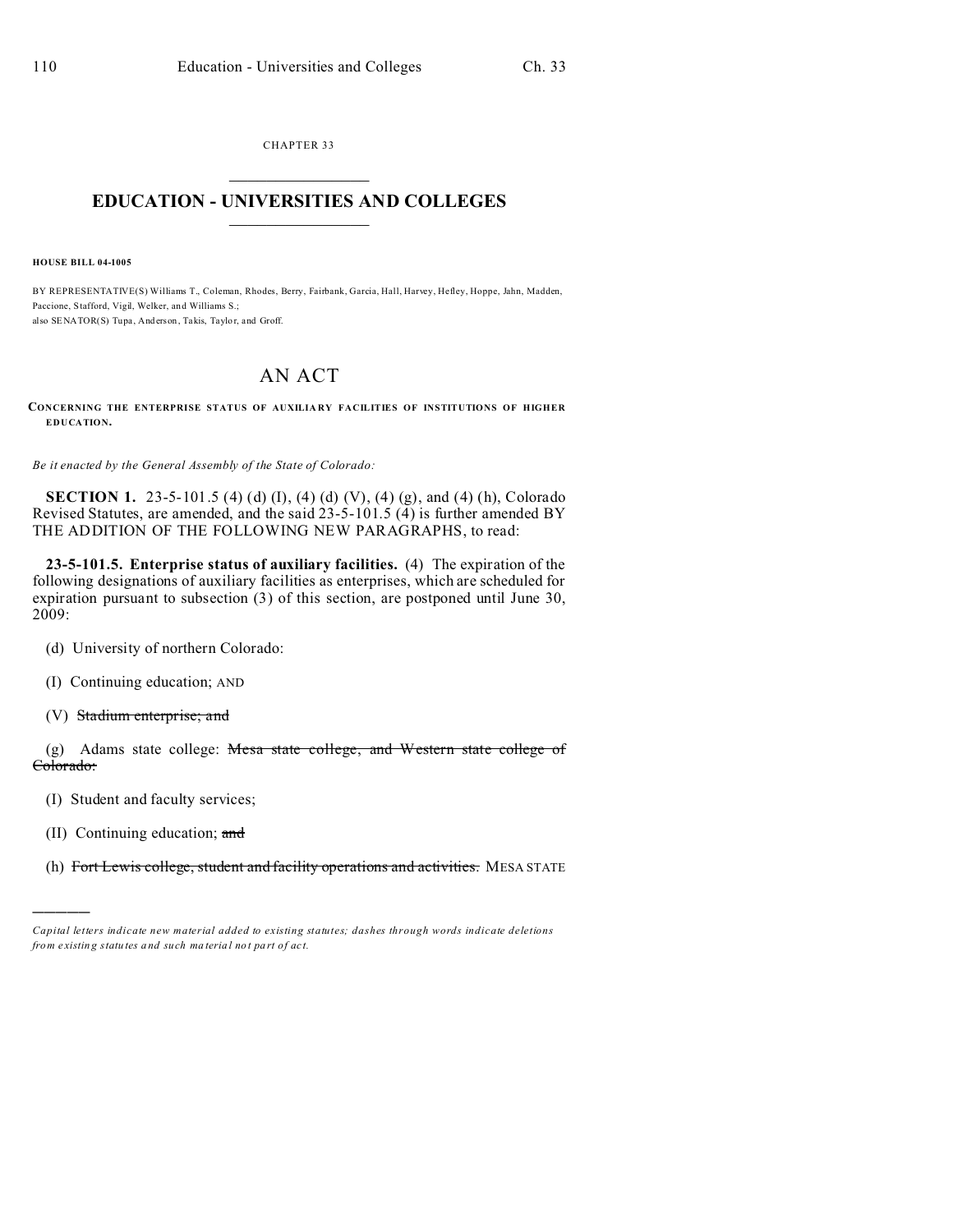CHAPTER 33

# EDUCATION - UNIVERSITIES AND COLLEGES

**HOUSE BILL 04-1005**

BY REPRESENTATIVE(S) Williams T., Coleman, Rhodes, Berry, Fairbank, Garcia, Hall, Harvey, Hefley, Hoppe, Jahn, Madden, Paccione, Stafford, Vigil, Welker, and Williams S.;
also SENATOR(S) Tupa, Anderson, Takis, Taylor, and Groff.

## AN ACT

**CONCERNING THE ENTERPRISE STATUS OF AUXILIARY FACILITIES OF INSTITUTIONS OF HIGHER EDUCATION.**

*Be it enacted by the General Assembly of the State of Colorado:*

**SECTION 1.** 23-5-101.5 (4) (d) (I), (4) (d) (V), (4) (g), and (4) (h), Colorado Revised Statutes, are amended, and the said 23-5-101.5 (4) is further amended BY THE ADDITION OF THE FOLLOWING NEW PARAGRAPHS, to read:

**23-5-101.5. Enterprise status of auxiliary facilities.** (4) The expiration of the following designations of auxiliary facilities as enterprises, which are scheduled for expiration pursuant to subsection (3) of this section, are postponed until June 30, 2009:

(d) University of northern Colorado:

(I) Continuing education; AND

(V) ~~Stadium enterprise; and~~

(g) Adams state college: ~~Mesa state college, and Western state college of Colorado:~~

(I) Student and faculty services;

(II) Continuing education; ~~and~~

(h) ~~Fort Lewis college, student and facility operations and activities.~~ MESA STATE

---

*Capital letters indicate new material added to existing statutes; dashes through words indicate deletions from existing statutes and such material not part of act.*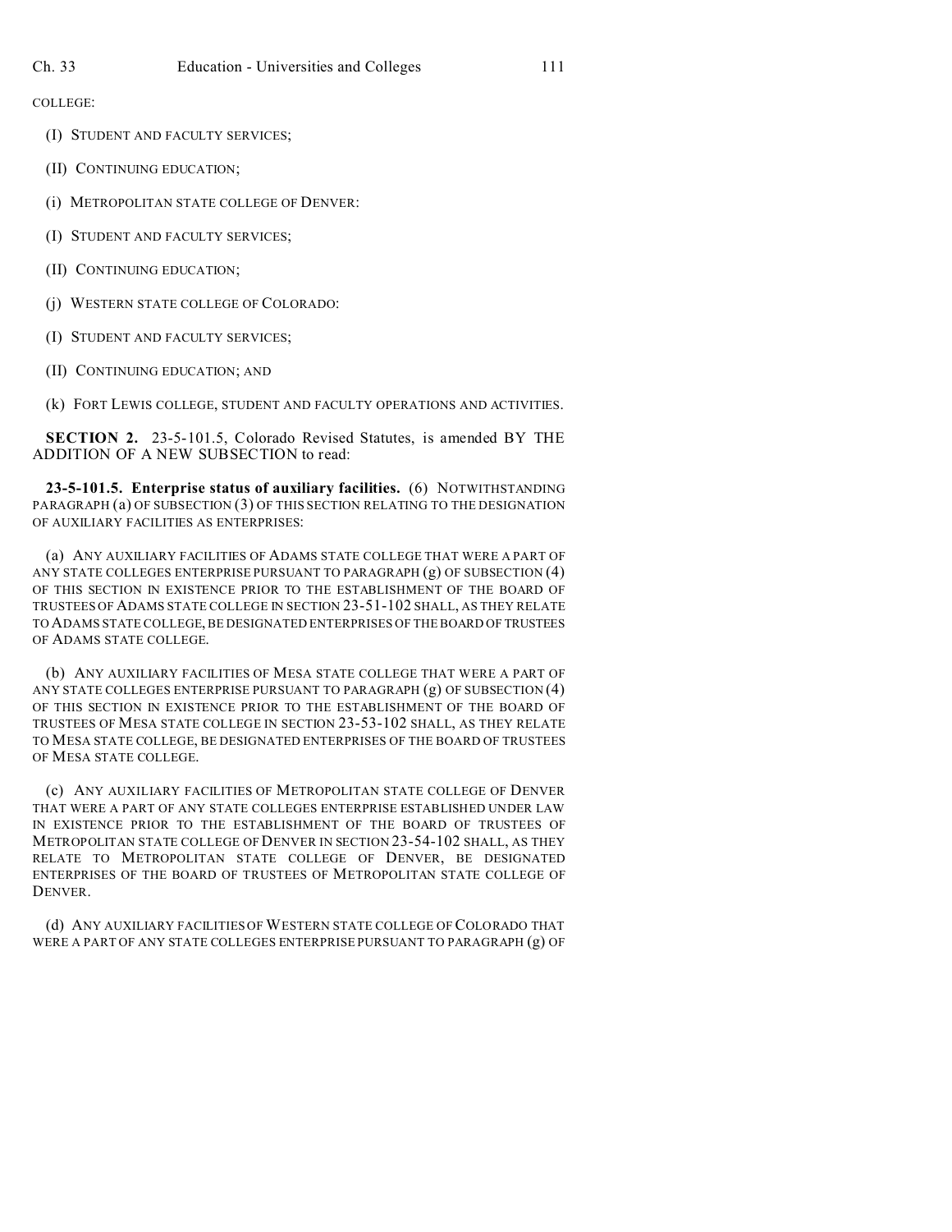COLLEGE:

(I) STUDENT AND FACULTY SERVICES;

(II) CONTINUING EDUCATION;

(i) METROPOLITAN STATE COLLEGE OF DENVER:

(I) STUDENT AND FACULTY SERVICES;

(II) CONTINUING EDUCATION;

(j) WESTERN STATE COLLEGE OF COLORADO:

(I) STUDENT AND FACULTY SERVICES;

(II) CONTINUING EDUCATION; AND

(k) FORT LEWIS COLLEGE, STUDENT AND FACULTY OPERATIONS AND ACTIVITIES.

**SECTION 2.** 23-5-101.5, Colorado Revised Statutes, is amended BY THE ADDITION OF A NEW SUBSECTION to read:

**23-5-101.5. Enterprise status of auxiliary facilities.** (6) NOTWITHSTANDING PARAGRAPH (a) OF SUBSECTION (3) OF THIS SECTION RELATING TO THE DESIGNATION OF AUXILIARY FACILITIES AS ENTERPRISES:

(a) ANY AUXILIARY FACILITIES OF ADAMS STATE COLLEGE THAT WERE A PART OF ANY STATE COLLEGES ENTERPRISE PURSUANT TO PARAGRAPH (g) OF SUBSECTION (4) OF THIS SECTION IN EXISTENCE PRIOR TO THE ESTABLISHMENT OF THE BOARD OF TRUSTEES OF ADAMS STATE COLLEGE IN SECTION 23-51-102 SHALL, AS THEY RELATE TO ADAMS STATE COLLEGE, BE DESIGNATED ENTERPRISES OF THE BOARD OF TRUSTEES OF ADAMS STATE COLLEGE.

(b) ANY AUXILIARY FACILITIES OF MESA STATE COLLEGE THAT WERE A PART OF ANY STATE COLLEGES ENTERPRISE PURSUANT TO PARAGRAPH (g) OF SUBSECTION (4) OF THIS SECTION IN EXISTENCE PRIOR TO THE ESTABLISHMENT OF THE BOARD OF TRUSTEES OF MESA STATE COLLEGE IN SECTION 23-53-102 SHALL, AS THEY RELATE TO MESA STATE COLLEGE, BE DESIGNATED ENTERPRISES OF THE BOARD OF TRUSTEES OF MESA STATE COLLEGE.

(c) ANY AUXILIARY FACILITIES OF METROPOLITAN STATE COLLEGE OF DENVER THAT WERE A PART OF ANY STATE COLLEGES ENTERPRISE ESTABLISHED UNDER LAW IN EXISTENCE PRIOR TO THE ESTABLISHMENT OF THE BOARD OF TRUSTEES OF METROPOLITAN STATE COLLEGE OF DENVER IN SECTION 23-54-102 SHALL, AS THEY RELATE TO METROPOLITAN STATE COLLEGE OF DENVER, BE DESIGNATED ENTERPRISES OF THE BOARD OF TRUSTEES OF METROPOLITAN STATE COLLEGE OF DENVER.

(d) ANY AUXILIARY FACILITIES OF WESTERN STATE COLLEGE OF COLORADO THAT WERE A PART OF ANY STATE COLLEGES ENTERPRISE PURSUANT TO PARAGRAPH (g) OF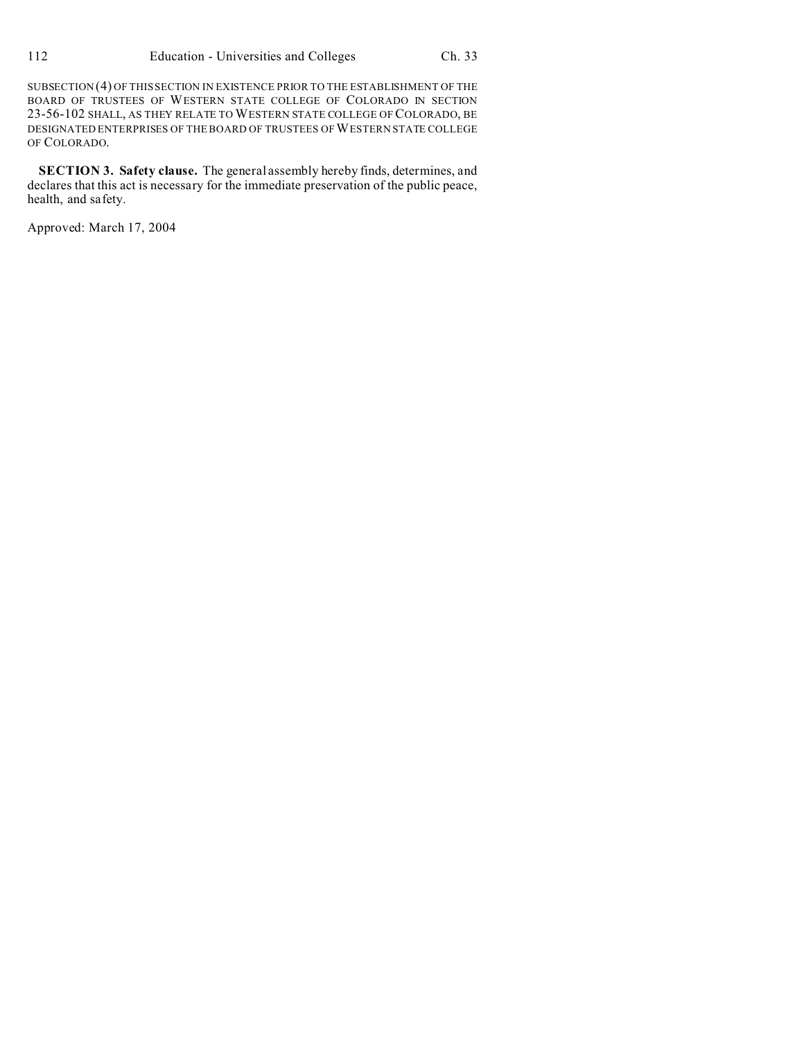SUBSECTION (4) OF THIS SECTION IN EXISTENCE PRIOR TO THE ESTABLISHMENT OF THE BOARD OF TRUSTEES OF WESTERN STATE COLLEGE OF COLORADO IN SECTION 23-56-102 SHALL, AS THEY RELATE TO WESTERN STATE COLLEGE OF COLORADO, BE DESIGNATED ENTERPRISES OF THE BOARD OF TRUSTEES OF WESTERN STATE COLLEGE OF COLORADO.

**SECTION 3. Safety clause.** The general assembly hereby finds, determines, and declares that this act is necessary for the immediate preservation of the public peace, health, and safety.

Approved: March 17, 2004